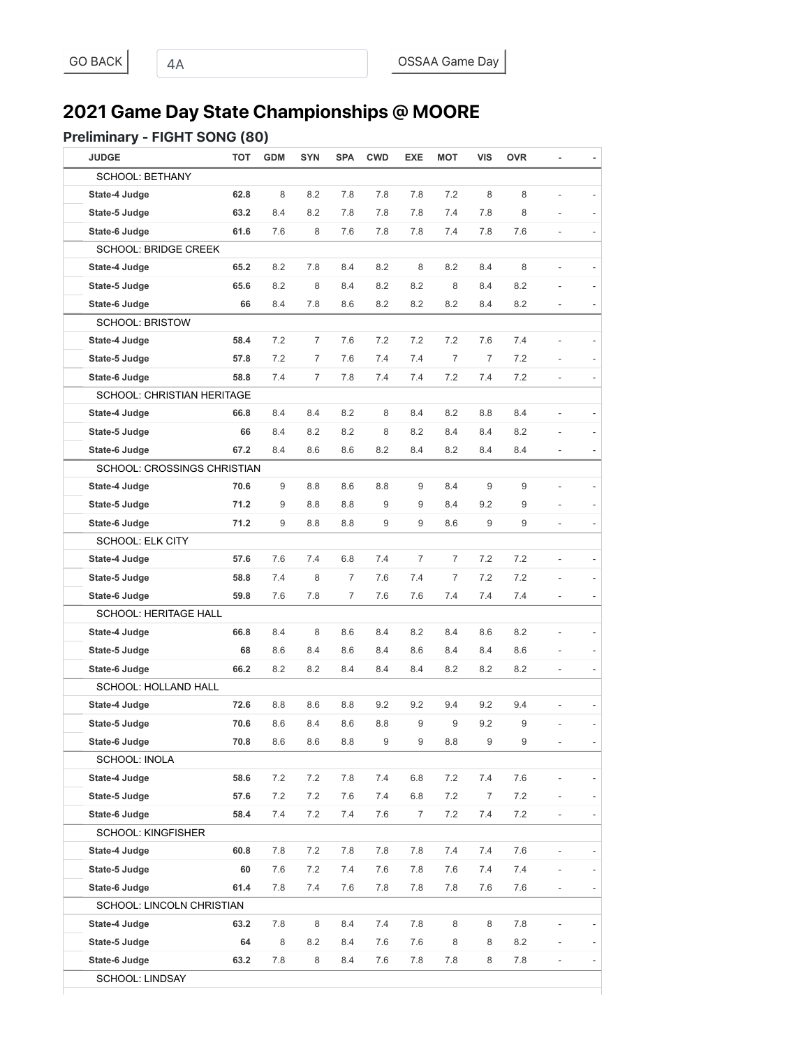GO BACK | 4A | OSSAA Game Day

## 2021 Game Day State Championships @ MOORE

### Preliminary - FIGHT SONG (80)

| JUDGE | TOT | GDM | SYN | SPA | CWD | EXE | MOT | VIS | OVR | - | - |
|---|---|---|---|---|---|---|---|---|---|---|---|
| SCHOOL: BETHANY | | | | | | | | | | | |
| **State-4 Judge** | **62.8** | 8 | 8.2 | 7.8 | 7.8 | 7.8 | 7.2 | 8 | 8 | - | - |
| **State-5 Judge** | **63.2** | 8.4 | 8.2 | 7.8 | 7.8 | 7.8 | 7.4 | 7.8 | 8 | - | - |
| **State-6 Judge** | **61.6** | 7.6 | 8 | 7.6 | 7.8 | 7.8 | 7.4 | 7.8 | 7.6 | - | - |
| SCHOOL: BRIDGE CREEK | | | | | | | | | | | |
| **State-4 Judge** | **65.2** | 8.2 | 7.8 | 8.4 | 8.2 | 8 | 8.2 | 8.4 | 8 | - | - |
| **State-5 Judge** | **65.6** | 8.2 | 8 | 8.4 | 8.2 | 8.2 | 8 | 8.4 | 8.2 | - | - |
| **State-6 Judge** | **66** | 8.4 | 7.8 | 8.6 | 8.2 | 8.2 | 8.2 | 8.4 | 8.2 | - | - |
| SCHOOL: BRISTOW | | | | | | | | | | | |
| **State-4 Judge** | **58.4** | 7.2 | 7 | 7.6 | 7.2 | 7.2 | 7.2 | 7.6 | 7.4 | - | - |
| **State-5 Judge** | **57.8** | 7.2 | 7 | 7.6 | 7.4 | 7.4 | 7 | 7 | 7.2 | - | - |
| **State-6 Judge** | **58.8** | 7.4 | 7 | 7.8 | 7.4 | 7.4 | 7.2 | 7.4 | 7.2 | - | - |
| SCHOOL: CHRISTIAN HERITAGE | | | | | | | | | | | |
| **State-4 Judge** | **66.8** | 8.4 | 8.4 | 8.2 | 8 | 8.4 | 8.2 | 8.8 | 8.4 | - | - |
| **State-5 Judge** | **66** | 8.4 | 8.2 | 8.2 | 8 | 8.2 | 8.4 | 8.4 | 8.2 | - | - |
| **State-6 Judge** | **67.2** | 8.4 | 8.6 | 8.6 | 8.2 | 8.4 | 8.2 | 8.4 | 8.4 | - | - |
| SCHOOL: CROSSINGS CHRISTIAN | | | | | | | | | | | |
| **State-4 Judge** | **70.6** | 9 | 8.8 | 8.6 | 8.8 | 9 | 8.4 | 9 | 9 | - | - |
| **State-5 Judge** | **71.2** | 9 | 8.8 | 8.8 | 9 | 9 | 8.4 | 9.2 | 9 | - | - |
| **State-6 Judge** | **71.2** | 9 | 8.8 | 8.8 | 9 | 9 | 8.6 | 9 | 9 | - | - |
| SCHOOL: ELK CITY | | | | | | | | | | | |
| **State-4 Judge** | **57.6** | 7.6 | 7.4 | 6.8 | 7.4 | 7 | 7 | 7.2 | 7.2 | - | - |
| **State-5 Judge** | **58.8** | 7.4 | 8 | 7 | 7.6 | 7.4 | 7 | 7.2 | 7.2 | - | - |
| **State-6 Judge** | **59.8** | 7.6 | 7.8 | 7 | 7.6 | 7.6 | 7.4 | 7.4 | 7.4 | - | - |
| SCHOOL: HERITAGE HALL | | | | | | | | | | | |
| **State-4 Judge** | **66.8** | 8.4 | 8 | 8.6 | 8.4 | 8.2 | 8.4 | 8.6 | 8.2 | - | - |
| **State-5 Judge** | **68** | 8.6 | 8.4 | 8.6 | 8.4 | 8.6 | 8.4 | 8.4 | 8.6 | - | - |
| **State-6 Judge** | **66.2** | 8.2 | 8.2 | 8.4 | 8.4 | 8.4 | 8.2 | 8.2 | 8.2 | - | - |
| SCHOOL: HOLLAND HALL | | | | | | | | | | | |
| **State-4 Judge** | **72.6** | 8.8 | 8.6 | 8.8 | 9.2 | 9.2 | 9.4 | 9.2 | 9.4 | - | - |
| **State-5 Judge** | **70.6** | 8.6 | 8.4 | 8.6 | 8.8 | 9 | 9 | 9.2 | 9 | - | - |
| **State-6 Judge** | **70.8** | 8.6 | 8.6 | 8.8 | 9 | 9 | 8.8 | 9 | 9 | - | - |
| SCHOOL: INOLA | | | | | | | | | | | |
| **State-4 Judge** | **58.6** | 7.2 | 7.2 | 7.8 | 7.4 | 6.8 | 7.2 | 7.4 | 7.6 | - | - |
| **State-5 Judge** | **57.6** | 7.2 | 7.2 | 7.6 | 7.4 | 6.8 | 7.2 | 7 | 7.2 | - | - |
| **State-6 Judge** | **58.4** | 7.4 | 7.2 | 7.4 | 7.6 | 7 | 7.2 | 7.4 | 7.2 | - | - |
| SCHOOL: KINGFISHER | | | | | | | | | | | |
| **State-4 Judge** | **60.8** | 7.8 | 7.2 | 7.8 | 7.8 | 7.8 | 7.4 | 7.4 | 7.6 | - | - |
| **State-5 Judge** | **60** | 7.6 | 7.2 | 7.4 | 7.6 | 7.8 | 7.6 | 7.4 | 7.4 | - | - |
| **State-6 Judge** | **61.4** | 7.8 | 7.4 | 7.6 | 7.8 | 7.8 | 7.8 | 7.6 | 7.6 | - | - |
| SCHOOL: LINCOLN CHRISTIAN | | | | | | | | | | | |
| **State-4 Judge** | **63.2** | 7.8 | 8 | 8.4 | 7.4 | 7.8 | 8 | 8 | 7.8 | - | - |
| **State-5 Judge** | **64** | 8 | 8.2 | 8.4 | 7.6 | 7.6 | 8 | 8 | 8.2 | - | - |
| **State-6 Judge** | **63.2** | 7.8 | 8 | 8.4 | 7.6 | 7.8 | 7.8 | 8 | 7.8 | - | - |
| SCHOOL: LINDSAY | | | | | | | | | | | |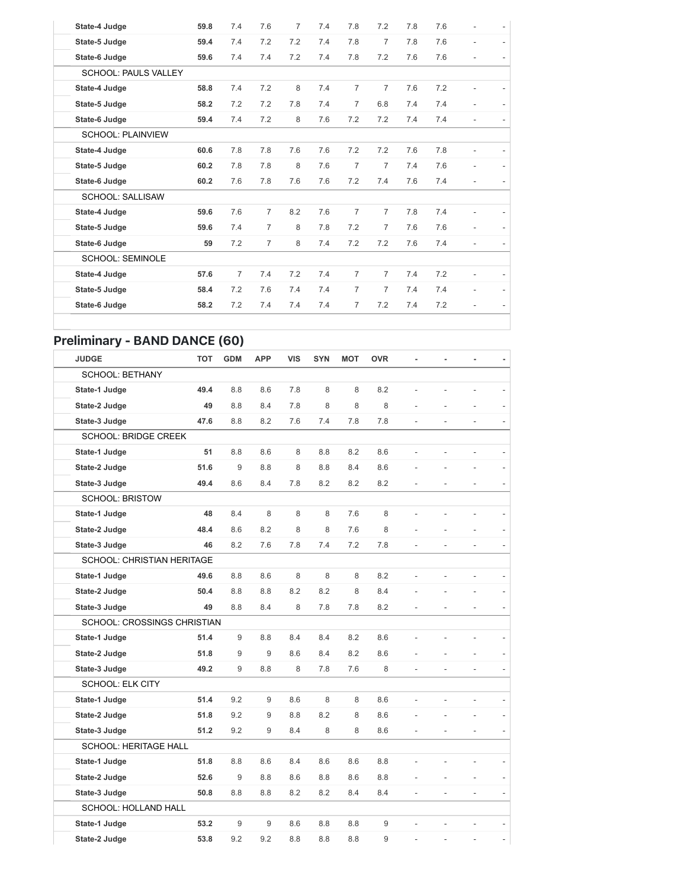| | | | | | | | | | | | | |
|---|---|---|---|---|---|---|---|---|---|---|---|---|
| **State-4 Judge** | **59.8** | 7.4 | 7.6 | 7 | 7.4 | 7.8 | 7.2 | 7.8 | 7.6 | - | - |
| **State-5 Judge** | **59.4** | 7.4 | 7.2 | 7.2 | 7.4 | 7.8 | 7 | 7.8 | 7.6 | - | - |
| **State-6 Judge** | **59.6** | 7.4 | 7.4 | 7.2 | 7.4 | 7.8 | 7.2 | 7.6 | 7.6 | - | - |
| SCHOOL: PAULS VALLEY | | | | | | | | | | | |
| **State-4 Judge** | **58.8** | 7.4 | 7.2 | 8 | 7.4 | 7 | 7 | 7.6 | 7.2 | - | - |
| **State-5 Judge** | **58.2** | 7.2 | 7.2 | 7.8 | 7.4 | 7 | 6.8 | 7.4 | 7.4 | - | - |
| **State-6 Judge** | **59.4** | 7.4 | 7.2 | 8 | 7.6 | 7.2 | 7.2 | 7.4 | 7.4 | - | - |
| SCHOOL: PLAINVIEW | | | | | | | | | | | |
| **State-4 Judge** | **60.6** | 7.8 | 7.8 | 7.6 | 7.6 | 7.2 | 7.2 | 7.6 | 7.8 | - | - |
| **State-5 Judge** | **60.2** | 7.8 | 7.8 | 8 | 7.6 | 7 | 7 | 7.4 | 7.6 | - | - |
| **State-6 Judge** | **60.2** | 7.6 | 7.8 | 7.6 | 7.6 | 7.2 | 7.4 | 7.6 | 7.4 | - | - |
| SCHOOL: SALLISAW | | | | | | | | | | | |
| **State-4 Judge** | **59.6** | 7.6 | 7 | 8.2 | 7.6 | 7 | 7 | 7.8 | 7.4 | - | - |
| **State-5 Judge** | **59.6** | 7.4 | 7 | 8 | 7.8 | 7.2 | 7 | 7.6 | 7.6 | - | - |
| **State-6 Judge** | **59** | 7.2 | 7 | 8 | 7.4 | 7.2 | 7.2 | 7.6 | 7.4 | - | - |
| SCHOOL: SEMINOLE | | | | | | | | | | | |
| **State-4 Judge** | **57.6** | 7 | 7.4 | 7.2 | 7.4 | 7 | 7 | 7.4 | 7.2 | - | - |
| **State-5 Judge** | **58.4** | 7.2 | 7.6 | 7.4 | 7.4 | 7 | 7 | 7.4 | 7.4 | - | - |
| **State-6 Judge** | **58.2** | 7.2 | 7.4 | 7.4 | 7.4 | 7 | 7.2 | 7.4 | 7.2 | - | - |

## Preliminary - BAND DANCE (60)

| JUDGE | TOT | GDM | APP | VIS | SYN | MOT | OVR | - | - | - | - |
|---|---|---|---|---|---|---|---|---|---|---|---|
| SCHOOL: BETHANY | | | | | | | | | | | |
| **State-1 Judge** | **49.4** | 8.8 | 8.6 | 7.8 | 8 | 8 | 8.2 | - | - | - | - |
| **State-2 Judge** | **49** | 8.8 | 8.4 | 7.8 | 8 | 8 | 8 | - | - | - | - |
| **State-3 Judge** | **47.6** | 8.8 | 8.2 | 7.6 | 7.4 | 7.8 | 7.8 | - | - | - | - |
| SCHOOL: BRIDGE CREEK | | | | | | | | | | | |
| **State-1 Judge** | **51** | 8.8 | 8.6 | 8 | 8.8 | 8.2 | 8.6 | - | - | - | - |
| **State-2 Judge** | **51.6** | 9 | 8.8 | 8 | 8.8 | 8.4 | 8.6 | - | - | - | - |
| **State-3 Judge** | **49.4** | 8.6 | 8.4 | 7.8 | 8.2 | 8.2 | 8.2 | - | - | - | - |
| SCHOOL: BRISTOW | | | | | | | | | | | |
| **State-1 Judge** | **48** | 8.4 | 8 | 8 | 8 | 7.6 | 8 | - | - | - | - |
| **State-2 Judge** | **48.4** | 8.6 | 8.2 | 8 | 8 | 7.6 | 8 | - | - | - | - |
| **State-3 Judge** | **46** | 8.2 | 7.6 | 7.8 | 7.4 | 7.2 | 7.8 | - | - | - | - |
| SCHOOL: CHRISTIAN HERITAGE | | | | | | | | | | | |
| **State-1 Judge** | **49.6** | 8.8 | 8.6 | 8 | 8 | 8 | 8.2 | - | - | - | - |
| **State-2 Judge** | **50.4** | 8.8 | 8.8 | 8.2 | 8.2 | 8 | 8.4 | - | - | - | - |
| **State-3 Judge** | **49** | 8.8 | 8.4 | 8 | 7.8 | 7.8 | 8.2 | - | - | - | - |
| SCHOOL: CROSSINGS CHRISTIAN | | | | | | | | | | | |
| **State-1 Judge** | **51.4** | 9 | 8.8 | 8.4 | 8.4 | 8.2 | 8.6 | - | - | - | - |
| **State-2 Judge** | **51.8** | 9 | 9 | 8.6 | 8.4 | 8.2 | 8.6 | - | - | - | - |
| **State-3 Judge** | **49.2** | 9 | 8.8 | 8 | 7.8 | 7.6 | 8 | - | - | - | - |
| SCHOOL: ELK CITY | | | | | | | | | | | |
| **State-1 Judge** | **51.4** | 9.2 | 9 | 8.6 | 8 | 8 | 8.6 | - | - | - | - |
| **State-2 Judge** | **51.8** | 9.2 | 9 | 8.8 | 8.2 | 8 | 8.6 | - | - | - | - |
| **State-3 Judge** | **51.2** | 9.2 | 9 | 8.4 | 8 | 8 | 8.6 | - | - | - | - |
| SCHOOL: HERITAGE HALL | | | | | | | | | | | |
| **State-1 Judge** | **51.8** | 8.8 | 8.6 | 8.4 | 8.6 | 8.6 | 8.8 | - | - | - | - |
| **State-2 Judge** | **52.6** | 9 | 8.8 | 8.6 | 8.8 | 8.6 | 8.8 | - | - | - | - |
| **State-3 Judge** | **50.8** | 8.8 | 8.8 | 8.2 | 8.2 | 8.4 | 8.4 | - | - | - | - |
| SCHOOL: HOLLAND HALL | | | | | | | | | | | |
| **State-1 Judge** | **53.2** | 9 | 9 | 8.6 | 8.8 | 8.8 | 9 | - | - | - | - |
| **State-2 Judge** | **53.8** | 9.2 | 9.2 | 8.8 | 8.8 | 8.8 | 9 | - | - | - | - |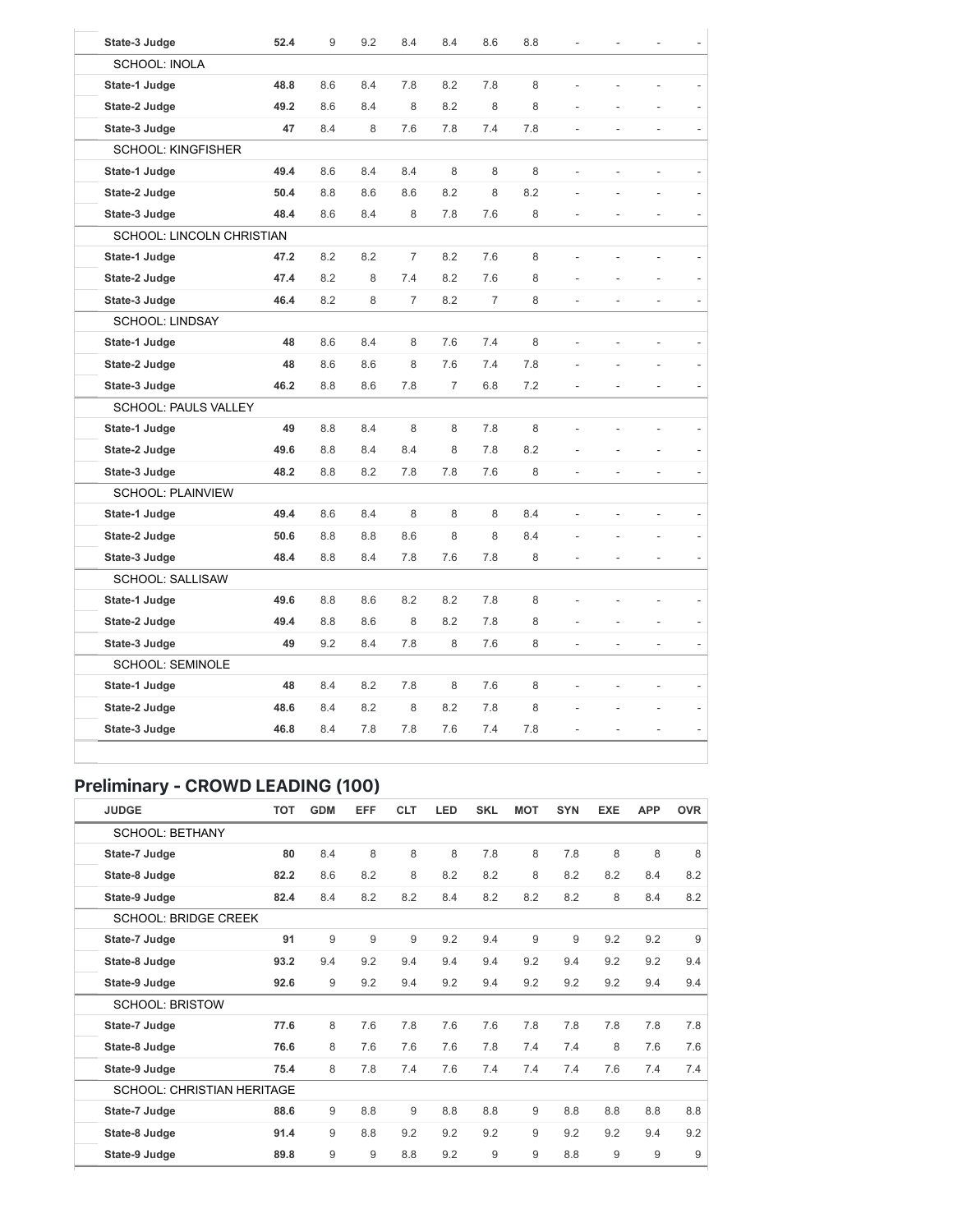| | | | | | | | | | | | |
|---|---|---|---|---|---|---|---|---|---|---|---|
| **State-3 Judge** | **52.4** | 9 | 9.2 | 8.4 | 8.4 | 8.6 | 8.8 | - | - | - | - |
| SCHOOL: INOLA | | | | | | | | | | | |
| **State-1 Judge** | **48.8** | 8.6 | 8.4 | 7.8 | 8.2 | 7.8 | 8 | - | - | - | - |
| **State-2 Judge** | **49.2** | 8.6 | 8.4 | 8 | 8.2 | 8 | 8 | - | - | - | - |
| **State-3 Judge** | **47** | 8.4 | 8 | 7.6 | 7.8 | 7.4 | 7.8 | - | - | - | - |
| SCHOOL: KINGFISHER | | | | | | | | | | | |
| **State-1 Judge** | **49.4** | 8.6 | 8.4 | 8.4 | 8 | 8 | 8 | - | - | - | - |
| **State-2 Judge** | **50.4** | 8.8 | 8.6 | 8.6 | 8.2 | 8 | 8.2 | - | - | - | - |
| **State-3 Judge** | **48.4** | 8.6 | 8.4 | 8 | 7.8 | 7.6 | 8 | - | - | - | - |
| SCHOOL: LINCOLN CHRISTIAN | | | | | | | | | | | |
| **State-1 Judge** | **47.2** | 8.2 | 8.2 | 7 | 8.2 | 7.6 | 8 | - | - | - | - |
| **State-2 Judge** | **47.4** | 8.2 | 8 | 7.4 | 8.2 | 7.6 | 8 | - | - | - | - |
| **State-3 Judge** | **46.4** | 8.2 | 8 | 7 | 8.2 | 7 | 8 | - | - | - | - |
| SCHOOL: LINDSAY | | | | | | | | | | | |
| **State-1 Judge** | **48** | 8.6 | 8.4 | 8 | 7.6 | 7.4 | 8 | - | - | - | - |
| **State-2 Judge** | **48** | 8.6 | 8.6 | 8 | 7.6 | 7.4 | 7.8 | - | - | - | - |
| **State-3 Judge** | **46.2** | 8.8 | 8.6 | 7.8 | 7 | 6.8 | 7.2 | - | - | - | - |
| SCHOOL: PAULS VALLEY | | | | | | | | | | | |
| **State-1 Judge** | **49** | 8.8 | 8.4 | 8 | 8 | 7.8 | 8 | - | - | - | - |
| **State-2 Judge** | **49.6** | 8.8 | 8.4 | 8.4 | 8 | 7.8 | 8.2 | - | - | - | - |
| **State-3 Judge** | **48.2** | 8.8 | 8.2 | 7.8 | 7.8 | 7.6 | 8 | - | - | - | - |
| SCHOOL: PLAINVIEW | | | | | | | | | | | |
| **State-1 Judge** | **49.4** | 8.6 | 8.4 | 8 | 8 | 8 | 8.4 | - | - | - | - |
| **State-2 Judge** | **50.6** | 8.8 | 8.8 | 8.6 | 8 | 8 | 8.4 | - | - | - | - |
| **State-3 Judge** | **48.4** | 8.8 | 8.4 | 7.8 | 7.6 | 7.8 | 8 | - | - | - | - |
| SCHOOL: SALLISAW | | | | | | | | | | | |
| **State-1 Judge** | **49.6** | 8.8 | 8.6 | 8.2 | 8.2 | 7.8 | 8 | - | - | - | - |
| **State-2 Judge** | **49.4** | 8.8 | 8.6 | 8 | 8.2 | 7.8 | 8 | - | - | - | - |
| **State-3 Judge** | **49** | 9.2 | 8.4 | 7.8 | 8 | 7.6 | 8 | - | - | - | - |
| SCHOOL: SEMINOLE | | | | | | | | | | | |
| **State-1 Judge** | **48** | 8.4 | 8.2 | 7.8 | 8 | 7.6 | 8 | - | - | - | - |
| **State-2 Judge** | **48.6** | 8.4 | 8.2 | 8 | 8.2 | 7.8 | 8 | - | - | - | - |
| **State-3 Judge** | **46.8** | 8.4 | 7.8 | 7.8 | 7.6 | 7.4 | 7.8 | - | - | - | - |

## Preliminary - CROWD LEADING (100)

| JUDGE | TOT | GDM | EFF | CLT | LED | SKL | MOT | SYN | EXE | APP | OVR |
|---|---|---|---|---|---|---|---|---|---|---|---|
| SCHOOL: BETHANY | | | | | | | | | | | |
| **State-7 Judge** | **80** | 8.4 | 8 | 8 | 8 | 7.8 | 8 | 7.8 | 8 | 8 | 8 |
| **State-8 Judge** | **82.2** | 8.6 | 8.2 | 8 | 8.2 | 8.2 | 8 | 8.2 | 8.2 | 8.4 | 8.2 |
| **State-9 Judge** | **82.4** | 8.4 | 8.2 | 8.2 | 8.4 | 8.2 | 8.2 | 8.2 | 8 | 8.4 | 8.2 |
| SCHOOL: BRIDGE CREEK | | | | | | | | | | | |
| **State-7 Judge** | **91** | 9 | 9 | 9 | 9.2 | 9.4 | 9 | 9 | 9.2 | 9.2 | 9 |
| **State-8 Judge** | **93.2** | 9.4 | 9.2 | 9.4 | 9.4 | 9.4 | 9.2 | 9.4 | 9.2 | 9.2 | 9.4 |
| **State-9 Judge** | **92.6** | 9 | 9.2 | 9.4 | 9.2 | 9.4 | 9.2 | 9.2 | 9.2 | 9.4 | 9.4 |
| SCHOOL: BRISTOW | | | | | | | | | | | |
| **State-7 Judge** | **77.6** | 8 | 7.6 | 7.8 | 7.6 | 7.6 | 7.8 | 7.8 | 7.8 | 7.8 | 7.8 |
| **State-8 Judge** | **76.6** | 8 | 7.6 | 7.6 | 7.6 | 7.8 | 7.4 | 7.4 | 8 | 7.6 | 7.6 |
| **State-9 Judge** | **75.4** | 8 | 7.8 | 7.4 | 7.6 | 7.4 | 7.4 | 7.4 | 7.6 | 7.4 | 7.4 |
| SCHOOL: CHRISTIAN HERITAGE | | | | | | | | | | | |
| **State-7 Judge** | **88.6** | 9 | 8.8 | 9 | 8.8 | 8.8 | 9 | 8.8 | 8.8 | 8.8 | 8.8 |
| **State-8 Judge** | **91.4** | 9 | 8.8 | 9.2 | 9.2 | 9.2 | 9 | 9.2 | 9.2 | 9.4 | 9.2 |
| **State-9 Judge** | **89.8** | 9 | 9 | 8.8 | 9.2 | 9 | 9 | 8.8 | 9 | 9 | 9 |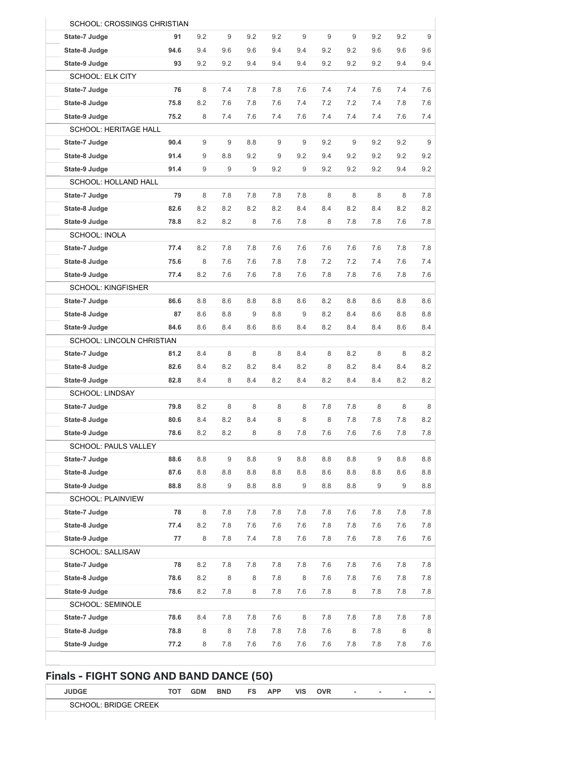| | | | | | | | | | | | |
|---|---|---|---|---|---|---|---|---|---|---|---|
| SCHOOL: CROSSINGS CHRISTIAN | | | | | | | | | | | |
| **State-7 Judge** | **91** | 9.2 | 9 | 9.2 | 9.2 | 9 | 9 | 9 | 9.2 | 9.2 | 9 |
| **State-8 Judge** | **94.6** | 9.4 | 9.6 | 9.6 | 9.4 | 9.4 | 9.2 | 9.2 | 9.6 | 9.6 | 9.6 |
| **State-9 Judge** | **93** | 9.2 | 9.2 | 9.4 | 9.4 | 9.4 | 9.2 | 9.2 | 9.2 | 9.4 | 9.4 |
| SCHOOL: ELK CITY | | | | | | | | | | | |
| **State-7 Judge** | **76** | 8 | 7.4 | 7.8 | 7.8 | 7.6 | 7.4 | 7.4 | 7.6 | 7.4 | 7.6 |
| **State-8 Judge** | **75.8** | 8.2 | 7.6 | 7.8 | 7.6 | 7.4 | 7.2 | 7.2 | 7.4 | 7.8 | 7.6 |
| **State-9 Judge** | **75.2** | 8 | 7.4 | 7.6 | 7.4 | 7.6 | 7.4 | 7.4 | 7.4 | 7.6 | 7.4 |
| SCHOOL: HERITAGE HALL | | | | | | | | | | | |
| **State-7 Judge** | **90.4** | 9 | 9 | 8.8 | 9 | 9 | 9.2 | 9 | 9.2 | 9.2 | 9 |
| **State-8 Judge** | **91.4** | 9 | 8.8 | 9.2 | 9 | 9.2 | 9.4 | 9.2 | 9.2 | 9.2 | 9.2 |
| **State-9 Judge** | **91.4** | 9 | 9 | 9 | 9.2 | 9 | 9.2 | 9.2 | 9.2 | 9.4 | 9.2 |
| SCHOOL: HOLLAND HALL | | | | | | | | | | | |
| **State-7 Judge** | **79** | 8 | 7.8 | 7.8 | 7.8 | 7.8 | 8 | 8 | 8 | 8 | 7.8 |
| **State-8 Judge** | **82.6** | 8.2 | 8.2 | 8.2 | 8.2 | 8.4 | 8.4 | 8.2 | 8.4 | 8.2 | 8.2 |
| **State-9 Judge** | **78.8** | 8.2 | 8.2 | 8 | 7.6 | 7.8 | 8 | 7.8 | 7.8 | 7.6 | 7.8 |
| SCHOOL: INOLA | | | | | | | | | | | |
| **State-7 Judge** | **77.4** | 8.2 | 7.8 | 7.8 | 7.6 | 7.6 | 7.6 | 7.6 | 7.6 | 7.8 | 7.8 |
| **State-8 Judge** | **75.6** | 8 | 7.6 | 7.6 | 7.8 | 7.8 | 7.2 | 7.2 | 7.4 | 7.6 | 7.4 |
| **State-9 Judge** | **77.4** | 8.2 | 7.6 | 7.6 | 7.8 | 7.6 | 7.8 | 7.8 | 7.6 | 7.8 | 7.6 |
| SCHOOL: KINGFISHER | | | | | | | | | | | |
| **State-7 Judge** | **86.6** | 8.8 | 8.6 | 8.8 | 8.8 | 8.6 | 8.2 | 8.8 | 8.6 | 8.8 | 8.6 |
| **State-8 Judge** | **87** | 8.6 | 8.8 | 9 | 8.8 | 9 | 8.2 | 8.4 | 8.6 | 8.8 | 8.8 |
| **State-9 Judge** | **84.6** | 8.6 | 8.4 | 8.6 | 8.6 | 8.4 | 8.2 | 8.4 | 8.4 | 8.6 | 8.4 |
| SCHOOL: LINCOLN CHRISTIAN | | | | | | | | | | | |
| **State-7 Judge** | **81.2** | 8.4 | 8 | 8 | 8 | 8.4 | 8 | 8.2 | 8 | 8 | 8.2 |
| **State-8 Judge** | **82.6** | 8.4 | 8.2 | 8.2 | 8.4 | 8.2 | 8 | 8.2 | 8.4 | 8.4 | 8.2 |
| **State-9 Judge** | **82.8** | 8.4 | 8 | 8.4 | 8.2 | 8.4 | 8.2 | 8.4 | 8.4 | 8.2 | 8.2 |
| SCHOOL: LINDSAY | | | | | | | | | | | |
| **State-7 Judge** | **79.8** | 8.2 | 8 | 8 | 8 | 8 | 7.8 | 7.8 | 8 | 8 | 8 |
| **State-8 Judge** | **80.6** | 8.4 | 8.2 | 8.4 | 8 | 8 | 8 | 7.8 | 7.8 | 7.8 | 8.2 |
| **State-9 Judge** | **78.6** | 8.2 | 8.2 | 8 | 8 | 7.8 | 7.6 | 7.6 | 7.6 | 7.8 | 7.8 |
| SCHOOL: PAULS VALLEY | | | | | | | | | | | |
| **State-7 Judge** | **88.6** | 8.8 | 9 | 8.8 | 9 | 8.8 | 8.8 | 8.8 | 9 | 8.8 | 8.8 |
| **State-8 Judge** | **87.6** | 8.8 | 8.8 | 8.8 | 8.8 | 8.8 | 8.6 | 8.8 | 8.8 | 8.6 | 8.8 |
| **State-9 Judge** | **88.8** | 8.8 | 9 | 8.8 | 8.8 | 9 | 8.8 | 8.8 | 9 | 9 | 8.8 |
| SCHOOL: PLAINVIEW | | | | | | | | | | | |
| **State-7 Judge** | **78** | 8 | 7.8 | 7.8 | 7.8 | 7.8 | 7.8 | 7.6 | 7.8 | 7.8 | 7.8 |
| **State-8 Judge** | **77.4** | 8.2 | 7.8 | 7.6 | 7.6 | 7.6 | 7.8 | 7.8 | 7.6 | 7.6 | 7.8 |
| **State-9 Judge** | **77** | 8 | 7.8 | 7.4 | 7.8 | 7.6 | 7.8 | 7.6 | 7.8 | 7.6 | 7.6 |
| SCHOOL: SALLISAW | | | | | | | | | | | |
| **State-7 Judge** | **78** | 8.2 | 7.8 | 7.8 | 7.8 | 7.8 | 7.6 | 7.8 | 7.6 | 7.8 | 7.8 |
| **State-8 Judge** | **78.6** | 8.2 | 8 | 8 | 7.8 | 8 | 7.6 | 7.8 | 7.6 | 7.8 | 7.8 |
| **State-9 Judge** | **78.6** | 8.2 | 7.8 | 8 | 7.8 | 7.6 | 7.8 | 8 | 7.8 | 7.8 | 7.8 |
| SCHOOL: SEMINOLE | | | | | | | | | | | |
| **State-7 Judge** | **78.6** | 8.4 | 7.8 | 7.8 | 7.6 | 8 | 7.8 | 7.8 | 7.8 | 7.8 | 7.8 |
| **State-8 Judge** | **78.8** | 8 | 8 | 7.8 | 7.8 | 7.8 | 7.6 | 8 | 7.8 | 8 | 8 |
| **State-9 Judge** | **77.2** | 8 | 7.8 | 7.6 | 7.6 | 7.6 | 7.6 | 7.8 | 7.8 | 7.8 | 7.6 |

## Finals - FIGHT SONG AND BAND DANCE (50)

| JUDGE | TOT | GDM | BND | FS | APP | VIS | OVR | - | - | - | - |
|---|---|---|---|---|---|---|---|---|---|---|---|
| SCHOOL: BRIDGE CREEK | | | | | | | | | | | |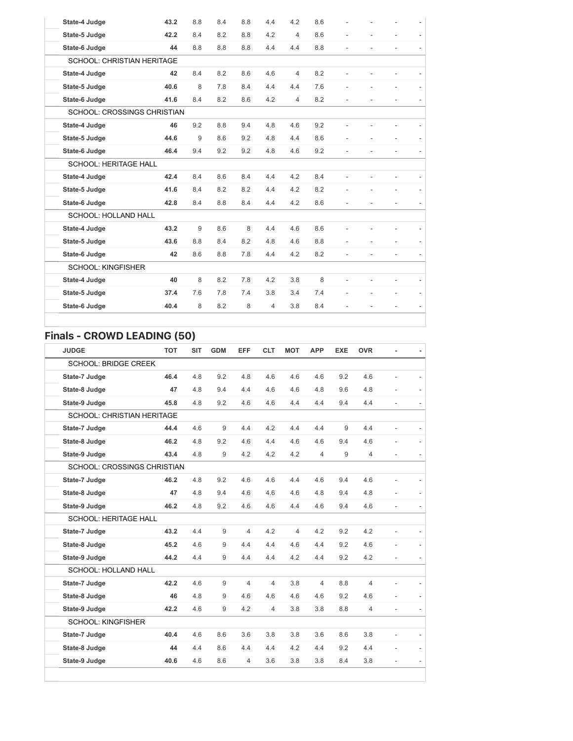| | | | | | | | | | | | | |
|---|---|---|---|---|---|---|---|---|---|---|---|---|
| State-4 Judge | 43.2 | 8.8 | 8.4 | 8.8 | 4.4 | 4.2 | 8.6 | - | - | - | - |
| State-5 Judge | 42.2 | 8.4 | 8.2 | 8.8 | 4.2 | 4 | 8.6 | - | - | - | - |
| State-6 Judge | 44 | 8.8 | 8.8 | 8.8 | 4.4 | 4.4 | 8.8 | - | - | - | - |
| SCHOOL: CHRISTIAN HERITAGE | | | | | | | | | | | |
| State-4 Judge | 42 | 8.4 | 8.2 | 8.6 | 4.6 | 4 | 8.2 | - | - | - | - |
| State-5 Judge | 40.6 | 8 | 7.8 | 8.4 | 4.4 | 4.4 | 7.6 | - | - | - | - |
| State-6 Judge | 41.6 | 8.4 | 8.2 | 8.6 | 4.2 | 4 | 8.2 | - | - | - | - |
| SCHOOL: CROSSINGS CHRISTIAN | | | | | | | | | | | |
| State-4 Judge | 46 | 9.2 | 8.8 | 9.4 | 4.8 | 4.6 | 9.2 | - | - | - | - |
| State-5 Judge | 44.6 | 9 | 8.6 | 9.2 | 4.8 | 4.4 | 8.6 | - | - | - | - |
| State-6 Judge | 46.4 | 9.4 | 9.2 | 9.2 | 4.8 | 4.6 | 9.2 | - | - | - | - |
| SCHOOL: HERITAGE HALL | | | | | | | | | | | |
| State-4 Judge | 42.4 | 8.4 | 8.6 | 8.4 | 4.4 | 4.2 | 8.4 | - | - | - | - |
| State-5 Judge | 41.6 | 8.4 | 8.2 | 8.2 | 4.4 | 4.2 | 8.2 | - | - | - | - |
| State-6 Judge | 42.8 | 8.4 | 8.8 | 8.4 | 4.4 | 4.2 | 8.6 | - | - | - | - |
| SCHOOL: HOLLAND HALL | | | | | | | | | | | |
| State-4 Judge | 43.2 | 9 | 8.6 | 8 | 4.4 | 4.6 | 8.6 | - | - | - | - |
| State-5 Judge | 43.6 | 8.8 | 8.4 | 8.2 | 4.8 | 4.6 | 8.8 | - | - | - | - |
| State-6 Judge | 42 | 8.6 | 8.8 | 7.8 | 4.4 | 4.2 | 8.2 | - | - | - | - |
| SCHOOL: KINGFISHER | | | | | | | | | | | |
| State-4 Judge | 40 | 8 | 8.2 | 7.8 | 4.2 | 3.8 | 8 | - | - | - | - |
| State-5 Judge | 37.4 | 7.6 | 7.8 | 7.4 | 3.8 | 3.4 | 7.4 | - | - | - | - |
| State-6 Judge | 40.4 | 8 | 8.2 | 8 | 4 | 3.8 | 8.4 | - | - | - | - |

## Finals - CROWD LEADING (50)

| JUDGE | TOT | SIT | GDM | EFF | CLT | MOT | APP | EXE | OVR | - | - |
|---|---|---|---|---|---|---|---|---|---|---|---|
| SCHOOL: BRIDGE CREEK | | | | | | | | | | | |
| State-7 Judge | 46.4 | 4.8 | 9.2 | 4.8 | 4.6 | 4.6 | 4.6 | 9.2 | 4.6 | - | - |
| State-8 Judge | 47 | 4.8 | 9.4 | 4.4 | 4.6 | 4.6 | 4.8 | 9.6 | 4.8 | - | - |
| State-9 Judge | 45.8 | 4.8 | 9.2 | 4.6 | 4.6 | 4.4 | 4.4 | 9.4 | 4.4 | - | - |
| SCHOOL: CHRISTIAN HERITAGE | | | | | | | | | | | |
| State-7 Judge | 44.4 | 4.6 | 9 | 4.4 | 4.2 | 4.4 | 4.4 | 9 | 4.4 | - | - |
| State-8 Judge | 46.2 | 4.8 | 9.2 | 4.6 | 4.4 | 4.6 | 4.6 | 9.4 | 4.6 | - | - |
| State-9 Judge | 43.4 | 4.8 | 9 | 4.2 | 4.2 | 4.2 | 4 | 9 | 4 | - | - |
| SCHOOL: CROSSINGS CHRISTIAN | | | | | | | | | | | |
| State-7 Judge | 46.2 | 4.8 | 9.2 | 4.6 | 4.6 | 4.4 | 4.6 | 9.4 | 4.6 | - | - |
| State-8 Judge | 47 | 4.8 | 9.4 | 4.6 | 4.6 | 4.6 | 4.8 | 9.4 | 4.8 | - | - |
| State-9 Judge | 46.2 | 4.8 | 9.2 | 4.6 | 4.6 | 4.4 | 4.6 | 9.4 | 4.6 | - | - |
| SCHOOL: HERITAGE HALL | | | | | | | | | | | |
| State-7 Judge | 43.2 | 4.4 | 9 | 4 | 4.2 | 4 | 4.2 | 9.2 | 4.2 | - | - |
| State-8 Judge | 45.2 | 4.6 | 9 | 4.4 | 4.4 | 4.6 | 4.4 | 9.2 | 4.6 | - | - |
| State-9 Judge | 44.2 | 4.4 | 9 | 4.4 | 4.4 | 4.2 | 4.4 | 9.2 | 4.2 | - | - |
| SCHOOL: HOLLAND HALL | | | | | | | | | | | |
| State-7 Judge | 42.2 | 4.6 | 9 | 4 | 4 | 3.8 | 4 | 8.8 | 4 | - | - |
| State-8 Judge | 46 | 4.8 | 9 | 4.6 | 4.6 | 4.6 | 4.6 | 9.2 | 4.6 | - | - |
| State-9 Judge | 42.2 | 4.6 | 9 | 4.2 | 4 | 3.8 | 3.8 | 8.8 | 4 | - | - |
| SCHOOL: KINGFISHER | | | | | | | | | | | |
| State-7 Judge | 40.4 | 4.6 | 8.6 | 3.6 | 3.8 | 3.8 | 3.6 | 8.6 | 3.8 | - | - |
| State-8 Judge | 44 | 4.4 | 8.6 | 4.4 | 4.4 | 4.2 | 4.4 | 9.2 | 4.4 | - | - |
| State-9 Judge | 40.6 | 4.6 | 8.6 | 4 | 3.6 | 3.8 | 3.8 | 8.4 | 3.8 | - | - |